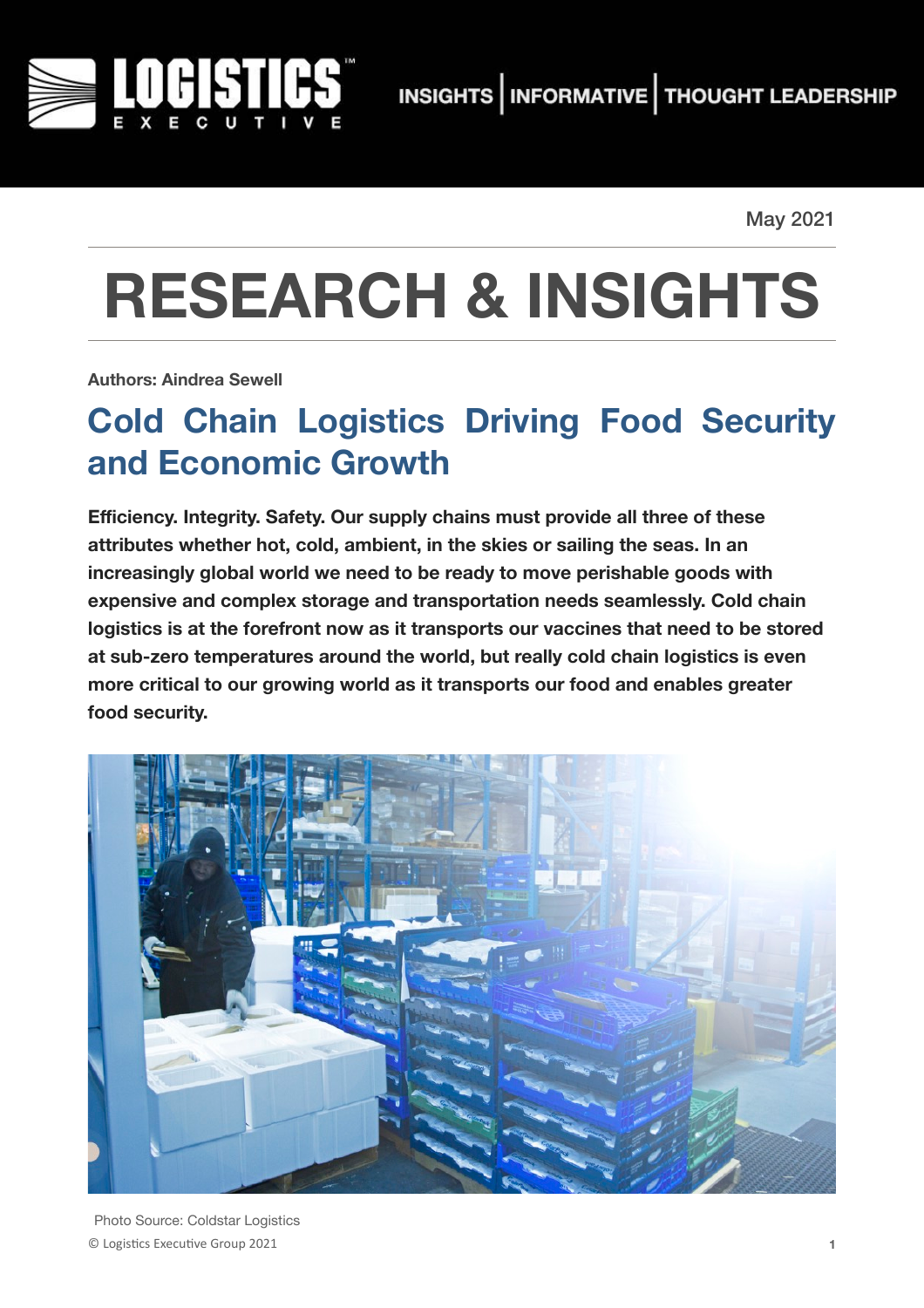May 2021

# RESEARCH & INSIGHTS

**Authors: Aindrea Sewell**

## Cold Chain Logistics Driving Food Security and Economic Growth

**Efficiency. Integrity. Safety. Our supply chains must provide all three of these attributes whether hot, cold, ambient, in the skies or sailing the seas. In an increasingly global world we need to be ready to move perishable goods with expensive and complex storage and transportation needs seamlessly. Cold chain logistics is at the forefront now as it transports our vaccines that need to be stored at sub-zero temperatures around the world, but really cold chain logistics is even more critical to our growing world as it transports our food and enables greater food security.**

Photo Source: Coldstar Logistics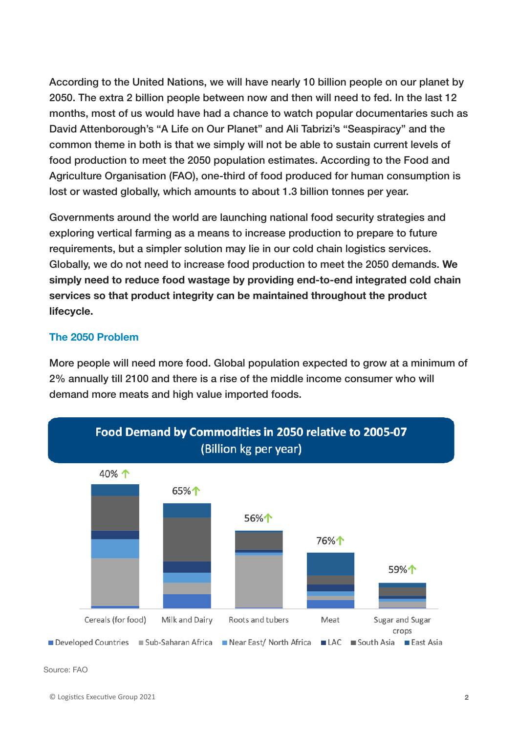According to the United Nations, we will have nearly 10 billion people on our planet by 2050. The extra 2 billion people between now and then will need to fed. In the last 12 months, most of us would have had a chance to watch popular documentaries such as David Attenborough's "A Life on Our Planet" and Ali Tabrizi's "Seaspiracy" and the common theme in both is that we simply will not be able to sustain current levels of food production to meet the 2050 population estimates. According to the Food and Agriculture Organisation (FAO), one-third of food produced for human consumption is lost or wasted globally, which amounts to about 1.3 billion tonnes per year.

Governments around the world are launching national food security strategies and exploring vertical farming as a means to increase production to prepare to future requirements, but a simpler solution may lie in our cold chain logistics services. Globally, we do not need to increase food production to meet the 2050 demands. **We simply need to reduce food wastage by providing end-to-end integrated cold chain services so that product integrity can be maintained throughout the product lifecycle.**

## The 2050 Problem

More people will need more food. Global population expected to grow at a minimum of 2% annually till 2100 and there is a rise of the middle income consumer who will demand more meats and high value imported foods.

**Food Demand by Commodities in 2050 relative to 2005-07**
**(Billion kg per year)**

| Commodity | Increase |
| --- | --- |
| Cereals (for food) | 40% ↑ |
| Milk and Dairy | 65% ↑ |
| Roots and tubers | 56% ↑ |
| Meat | 76% ↑ |
| Sugar and Sugar crops | 59% ↑ |

Developed Countries · Sub-Saharan Africa · Near East/ North Africa · LAC · South Asia · East Asia

Source: FAO

© Logistics Executive Group 2021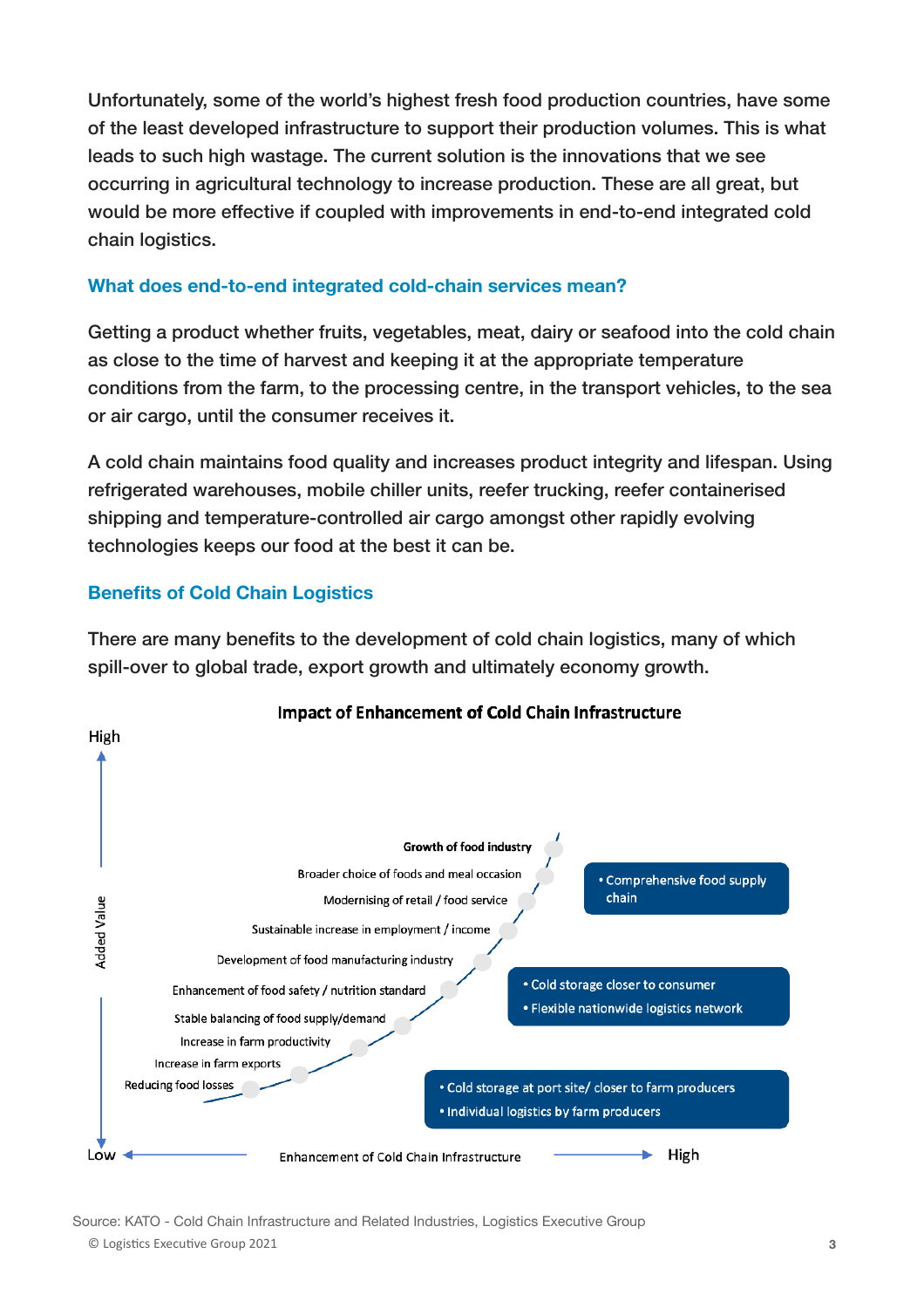Unfortunately, some of the world's highest fresh food production countries, have some of the least developed infrastructure to support their production volumes. This is what leads to such high wastage. The current solution is the innovations that we see occurring in agricultural technology to increase production. These are all great, but would be more effective if coupled with improvements in end-to-end integrated cold chain logistics.

### What does end-to-end integrated cold-chain services mean?

Getting a product whether fruits, vegetables, meat, dairy or seafood into the cold chain as close to the time of harvest and keeping it at the appropriate temperature conditions from the farm, to the processing centre, in the transport vehicles, to the sea or air cargo, until the consumer receives it.

A cold chain maintains food quality and increases product integrity and lifespan. Using refrigerated warehouses, mobile chiller units, reefer trucking, reefer containerised shipping and temperature-controlled air cargo amongst other rapidly evolving technologies keeps our food at the best it can be.

### Benefits of Cold Chain Logistics

There are many benefits to the development of cold chain logistics, many of which spill-over to global trade, export growth and ultimately economy growth.

**Impact of Enhancement of Cold Chain Infrastructure**

Added Value (Low → High) vs. Enhancement of Cold Chain Infrastructure (Low → High)

- **Growth of food industry**
- Broader choice of foods and meal occasion
- Modernising of retail / food service
- Sustainable increase in employment / income
- Development of food manufacturing industry
- Enhancement of food safety / nutrition standard
- Stable balancing of food supply/demand
- Increase in farm productivity
- Increase in farm exports
- Reducing food losses

Stages:

- Comprehensive food supply chain
- Cold storage closer to consumer
- Flexible nationwide logistics network
- Cold storage at port site/ closer to farm producers
- Individual logistics by farm producers

Source: KATO - Cold Chain Infrastructure and Related Industries, Logistics Executive Group

© Logistics Executive Group 2021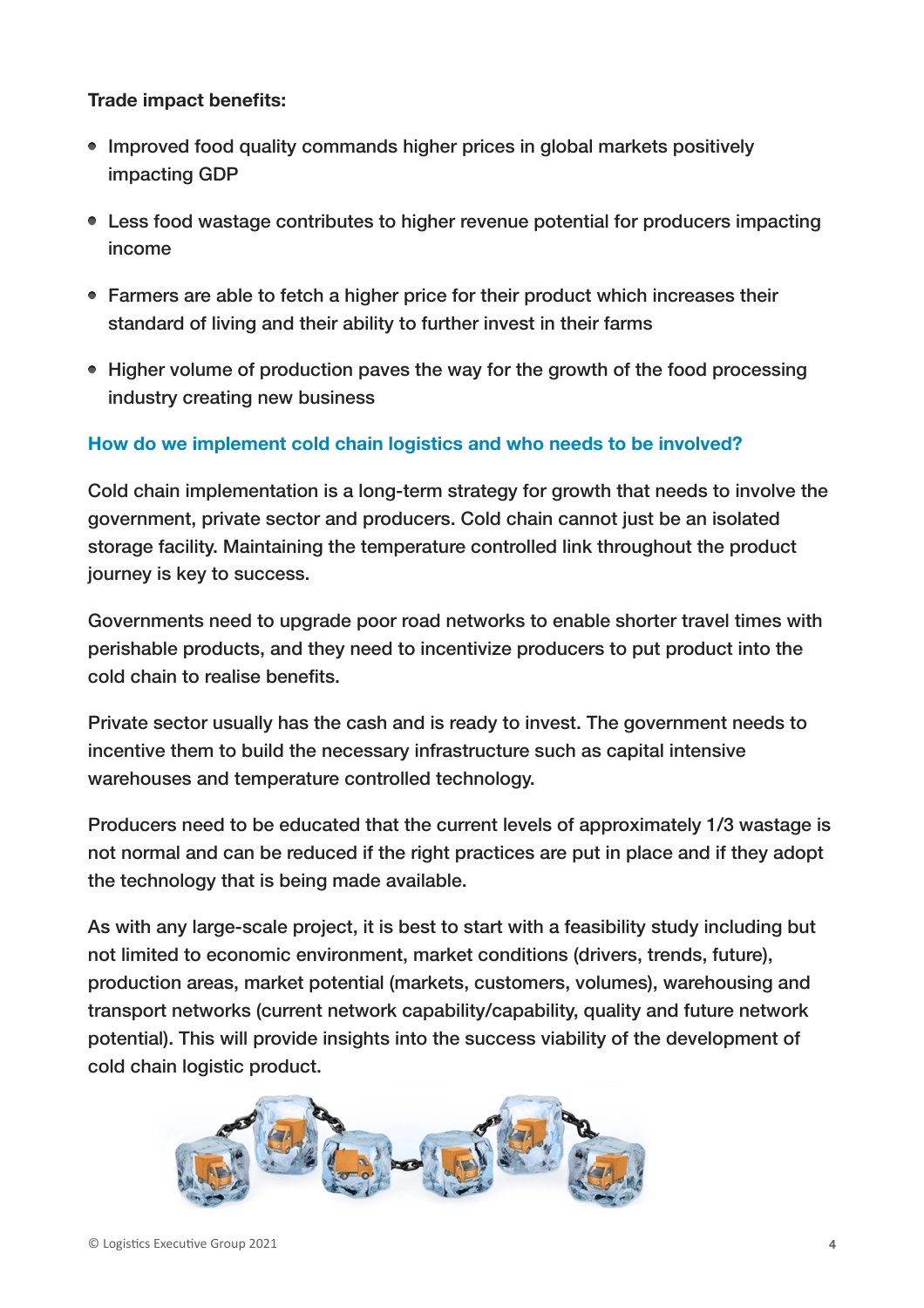**Trade impact benefits:**

- Improved food quality commands higher prices in global markets positively impacting GDP
- Less food wastage contributes to higher revenue potential for producers impacting income
- Farmers are able to fetch a higher price for their product which increases their standard of living and their ability to further invest in their farms
- Higher volume of production paves the way for the growth of the food processing industry creating new business

## How do we implement cold chain logistics and who needs to be involved?

Cold chain implementation is a long-term strategy for growth that needs to involve the government, private sector and producers. Cold chain cannot just be an isolated storage facility. Maintaining the temperature controlled link throughout the product journey is key to success.

Governments need to upgrade poor road networks to enable shorter travel times with perishable products, and they need to incentivize producers to put product into the cold chain to realise benefits.

Private sector usually has the cash and is ready to invest. The government needs to incentive them to build the necessary infrastructure such as capital intensive warehouses and temperature controlled technology.

Producers need to be educated that the current levels of approximately 1/3 wastage is not normal and can be reduced if the right practices are put in place and if they adopt the technology that is being made available.

As with any large-scale project, it is best to start with a feasibility study including but not limited to economic environment, market conditions (drivers, trends, future), production areas, market potential (markets, customers, volumes), warehousing and transport networks (current network capability/capability, quality and future network potential). This will provide insights into the success viability of the development of cold chain logistic product.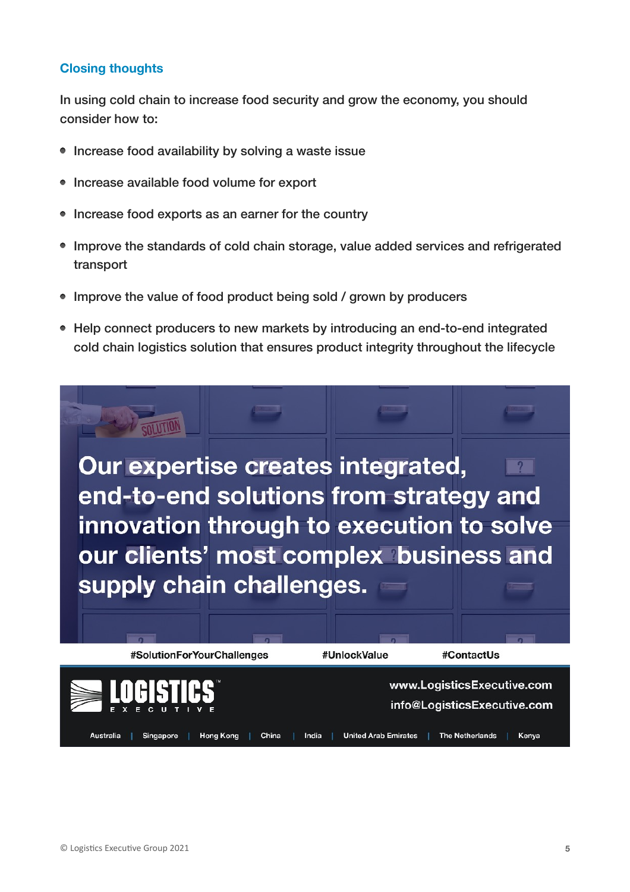## Closing thoughts

In using cold chain to increase food security and grow the economy, you should consider how to:

- Increase food availability by solving a waste issue
- Increase available food volume for export
- Increase food exports as an earner for the country
- Improve the standards of cold chain storage, value added services and refrigerated transport
- Improve the value of food product being sold / grown by producers
- Help connect producers to new markets by introducing an end-to-end integrated cold chain logistics solution that ensures product integrity throughout the lifecycle

**Our expertise creates integrated, end-to-end solutions from strategy and innovation through to execution to solve our clients' most complex business and supply chain challenges.**

#SolutionForYourChallenges #UnlockValue #ContactUs

LOGISTICS EXECUTIVE

www.LogisticsExecutive.com
info@LogisticsExecutive.com

Australia | Singapore | Hong Kong | China | India | United Arab Emirates | The Netherlands | Kenya

© Logistics Executive Group 2021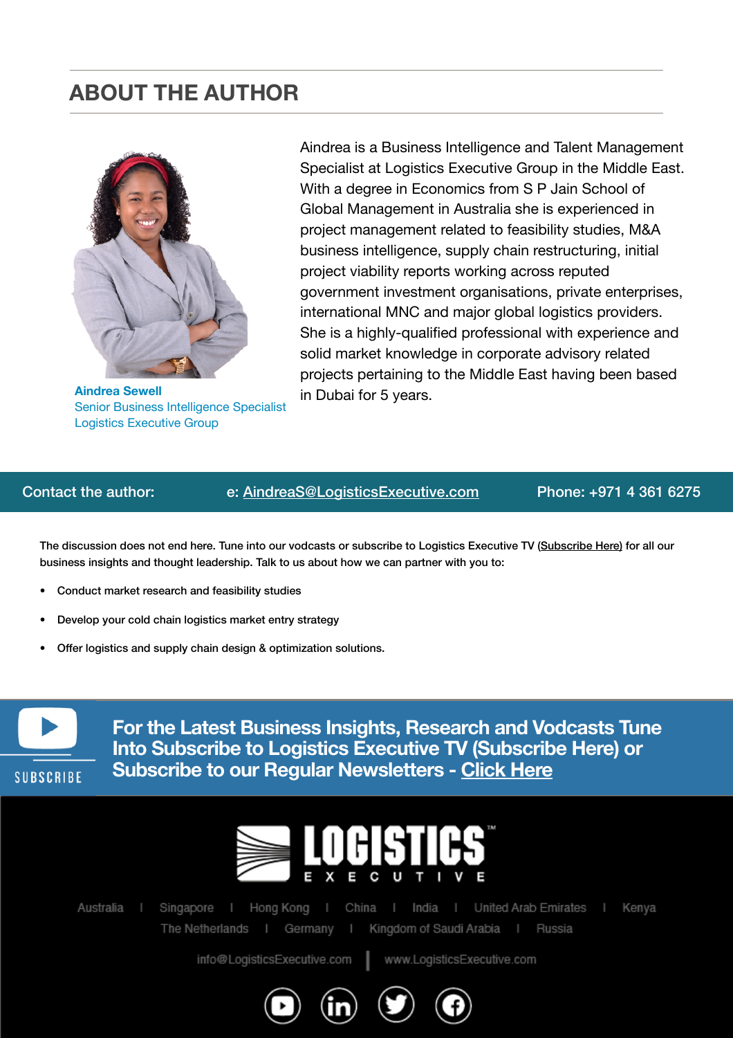## ABOUT THE AUTHOR

**Aindrea Sewell**
Senior Business Intelligence Specialist
Logistics Executive Group

Aindrea is a Business Intelligence and Talent Management Specialist at Logistics Executive Group in the Middle East. With a degree in Economics from S P Jain School of Global Management in Australia she is experienced in project management related to feasibility studies, M&A business intelligence, supply chain restructuring, initial project viability reports working across reputed government investment organisations, private enterprises, international MNC and major global logistics providers. She is a highly-qualified professional with experience and solid market knowledge in corporate advisory related projects pertaining to the Middle East having been based in Dubai for 5 years.

Contact the author: e: AindreaS@LogisticsExecutive.com Phone: +971 4 361 6275

The discussion does not end here. Tune into our vodcasts or subscribe to Logistics Executive TV (Subscribe Here) for all our business insights and thought leadership. Talk to us about how we can partner with you to:

- Conduct market research and feasibility studies
- Develop your cold chain logistics market entry strategy
- Offer logistics and supply chain design & optimization solutions.

SUBSCRIBE

**For the Latest Business Insights, Research and Vodcasts Tune Into Subscribe to Logistics Executive TV (Subscribe Here) or Subscribe to our Regular Newsletters - Click Here**

LOGISTICS EXECUTIVE

Australia | Singapore | Hong Kong | China | India | United Arab Emirates | Kenya
The Netherlands | Germany | Kingdom of Saudi Arabia | Russia

info@LogisticsExecutive.com | www.LogisticsExecutive.com